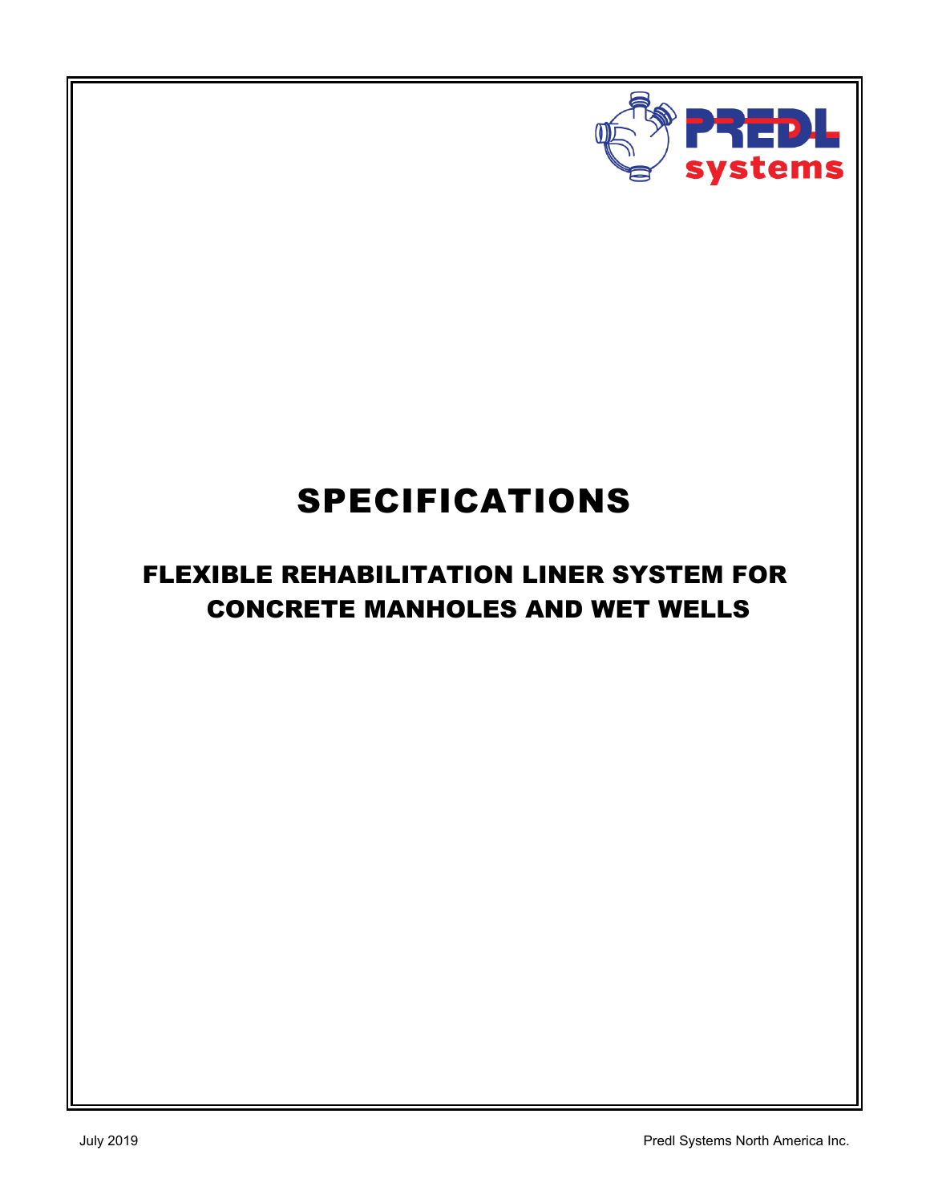PREDL systems

# SPECIFICATIONS

## FLEXIBLE REHABILITATION LINER SYSTEM FOR CONCRETE MANHOLES AND WET WELLS

July 2019

Predl Systems North America Inc.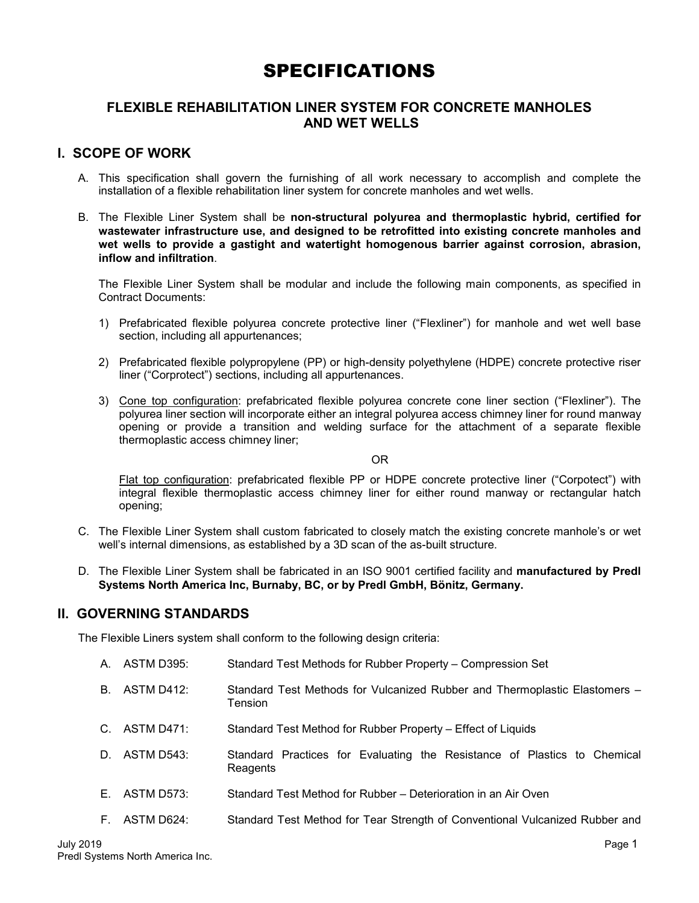# SPECIFICATIONS

## FLEXIBLE REHABILITATION LINER SYSTEM FOR CONCRETE MANHOLES AND WET WELLS

## I. SCOPE OF WORK

A. This specification shall govern the furnishing of all work necessary to accomplish and complete the installation of a flexible rehabilitation liner system for concrete manholes and wet wells.

B. The Flexible Liner System shall be **non-structural polyurea and thermoplastic hybrid, certified for wastewater infrastructure use, and designed to be retrofitted into existing concrete manholes and wet wells to provide a gastight and watertight homogenous barrier against corrosion, abrasion, inflow and infiltration**.

The Flexible Liner System shall be modular and include the following main components, as specified in Contract Documents:

1) Prefabricated flexible polyurea concrete protective liner ("Flexliner") for manhole and wet well base section, including all appurtenances;

2) Prefabricated flexible polypropylene (PP) or high-density polyethylene (HDPE) concrete protective riser liner ("Corprotect") sections, including all appurtenances.

3) Cone top configuration: prefabricated flexible polyurea concrete cone liner section ("Flexliner"). The polyurea liner section will incorporate either an integral polyurea access chimney liner for round manway opening or provide a transition and welding surface for the attachment of a separate flexible thermoplastic access chimney liner;

OR

Flat top configuration: prefabricated flexible PP or HDPE concrete protective liner ("Corpotect") with integral flexible thermoplastic access chimney liner for either round manway or rectangular hatch opening;

C. The Flexible Liner System shall custom fabricated to closely match the existing concrete manhole's or wet well's internal dimensions, as established by a 3D scan of the as-built structure.

D. The Flexible Liner System shall be fabricated in an ISO 9001 certified facility and **manufactured by Predl Systems North America Inc, Burnaby, BC, or by Predl GmbH, Bönitz, Germany.**

## II. GOVERNING STANDARDS

The Flexible Liners system shall conform to the following design criteria:

A. ASTM D395: Standard Test Methods for Rubber Property – Compression Set

B. ASTM D412: Standard Test Methods for Vulcanized Rubber and Thermoplastic Elastomers – Tension

C. ASTM D471: Standard Test Method for Rubber Property – Effect of Liquids

D. ASTM D543: Standard Practices for Evaluating the Resistance of Plastics to Chemical Reagents

E. ASTM D573: Standard Test Method for Rubber – Deterioration in an Air Oven

F. ASTM D624: Standard Test Method for Tear Strength of Conventional Vulcanized Rubber and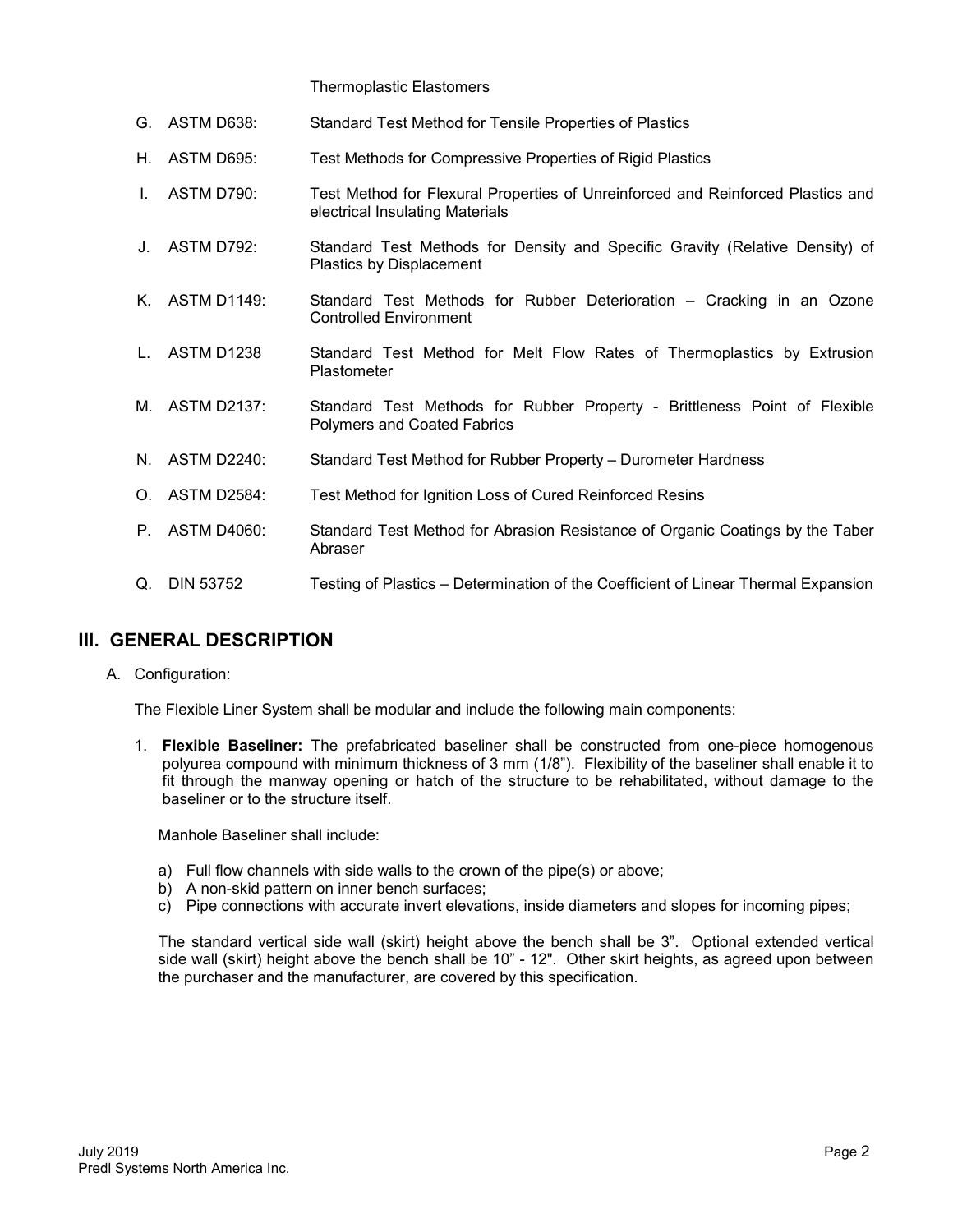Thermoplastic Elastomers

G. ASTM D638: Standard Test Method for Tensile Properties of Plastics

H. ASTM D695: Test Methods for Compressive Properties of Rigid Plastics

I. ASTM D790: Test Method for Flexural Properties of Unreinforced and Reinforced Plastics and electrical Insulating Materials

J. ASTM D792: Standard Test Methods for Density and Specific Gravity (Relative Density) of Plastics by Displacement

K. ASTM D1149: Standard Test Methods for Rubber Deterioration – Cracking in an Ozone Controlled Environment

L. ASTM D1238 Standard Test Method for Melt Flow Rates of Thermoplastics by Extrusion Plastometer

M. ASTM D2137: Standard Test Methods for Rubber Property - Brittleness Point of Flexible Polymers and Coated Fabrics

N. ASTM D2240: Standard Test Method for Rubber Property – Durometer Hardness

O. ASTM D2584: Test Method for Ignition Loss of Cured Reinforced Resins

P. ASTM D4060: Standard Test Method for Abrasion Resistance of Organic Coatings by the Taber Abraser

Q. DIN 53752 Testing of Plastics – Determination of the Coefficient of Linear Thermal Expansion

## III. GENERAL DESCRIPTION

A. Configuration:

The Flexible Liner System shall be modular and include the following main components:

1. **Flexible Baseliner:** The prefabricated baseliner shall be constructed from one-piece homogenous polyurea compound with minimum thickness of 3 mm (1/8"). Flexibility of the baseliner shall enable it to fit through the manway opening or hatch of the structure to be rehabilitated, without damage to the baseliner or to the structure itself.

   Manhole Baseliner shall include:

   a) Full flow channels with side walls to the crown of the pipe(s) or above;
   b) A non-skid pattern on inner bench surfaces;
   c) Pipe connections with accurate invert elevations, inside diameters and slopes for incoming pipes;

   The standard vertical side wall (skirt) height above the bench shall be 3". Optional extended vertical side wall (skirt) height above the bench shall be 10" - 12". Other skirt heights, as agreed upon between the purchaser and the manufacturer, are covered by this specification.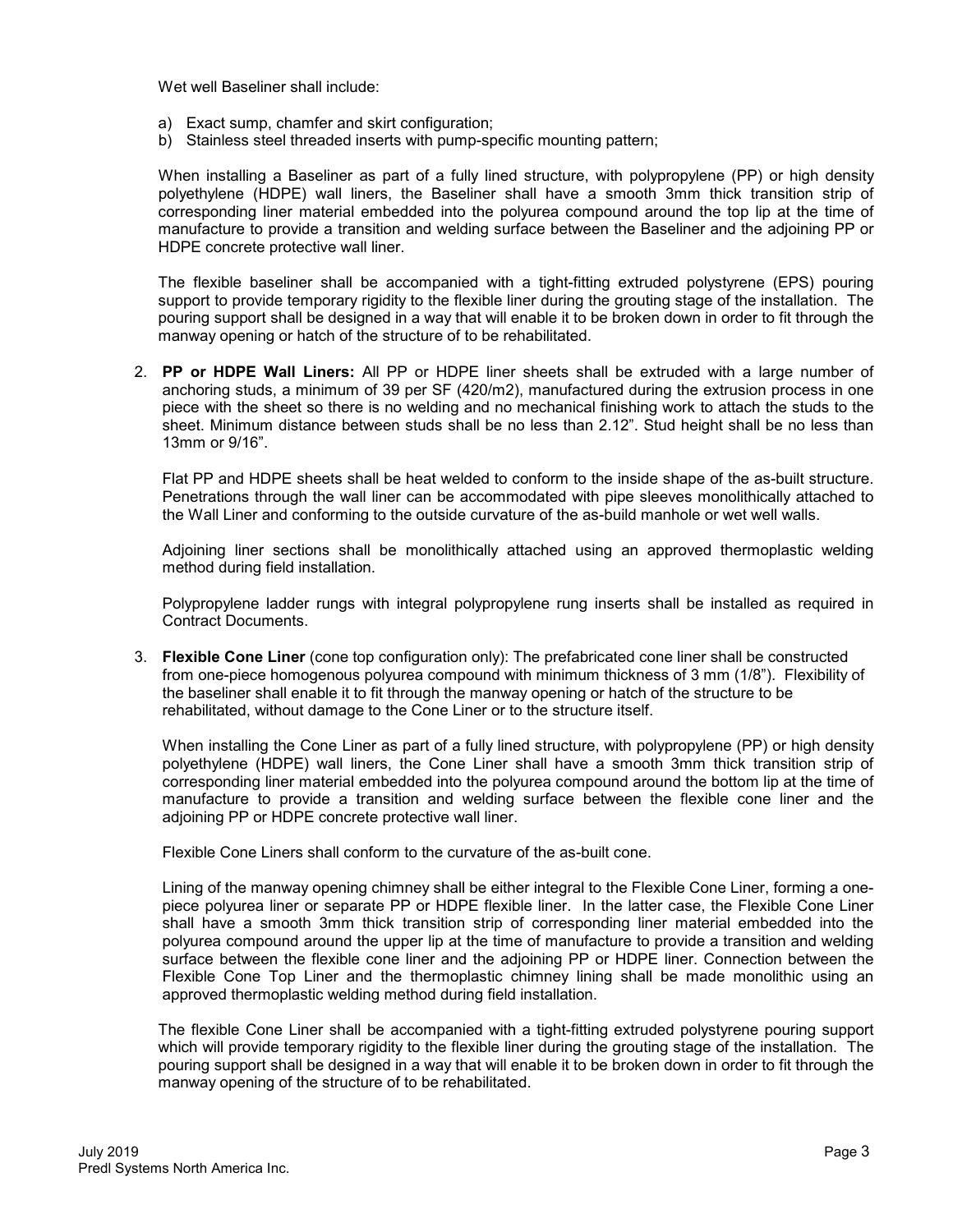Wet well Baseliner shall include:

a) Exact sump, chamfer and skirt configuration;
b) Stainless steel threaded inserts with pump-specific mounting pattern;

When installing a Baseliner as part of a fully lined structure, with polypropylene (PP) or high density polyethylene (HDPE) wall liners, the Baseliner shall have a smooth 3mm thick transition strip of corresponding liner material embedded into the polyurea compound around the top lip at the time of manufacture to provide a transition and welding surface between the Baseliner and the adjoining PP or HDPE concrete protective wall liner.

The flexible baseliner shall be accompanied with a tight-fitting extruded polystyrene (EPS) pouring support to provide temporary rigidity to the flexible liner during the grouting stage of the installation. The pouring support shall be designed in a way that will enable it to be broken down in order to fit through the manway opening or hatch of the structure of to be rehabilitated.

2. **PP or HDPE Wall Liners:** All PP or HDPE liner sheets shall be extruded with a large number of anchoring studs, a minimum of 39 per SF (420/m2), manufactured during the extrusion process in one piece with the sheet so there is no welding and no mechanical finishing work to attach the studs to the sheet. Minimum distance between studs shall be no less than 2.12". Stud height shall be no less than 13mm or 9/16".

   Flat PP and HDPE sheets shall be heat welded to conform to the inside shape of the as-built structure. Penetrations through the wall liner can be accommodated with pipe sleeves monolithically attached to the Wall Liner and conforming to the outside curvature of the as-build manhole or wet well walls.

   Adjoining liner sections shall be monolithically attached using an approved thermoplastic welding method during field installation.

   Polypropylene ladder rungs with integral polypropylene rung inserts shall be installed as required in Contract Documents.

3. **Flexible Cone Liner** (cone top configuration only): The prefabricated cone liner shall be constructed from one-piece homogenous polyurea compound with minimum thickness of 3 mm (1/8"). Flexibility of the baseliner shall enable it to fit through the manway opening or hatch of the structure to be rehabilitated, without damage to the Cone Liner or to the structure itself.

   When installing the Cone Liner as part of a fully lined structure, with polypropylene (PP) or high density polyethylene (HDPE) wall liners, the Cone Liner shall have a smooth 3mm thick transition strip of corresponding liner material embedded into the polyurea compound around the bottom lip at the time of manufacture to provide a transition and welding surface between the flexible cone liner and the adjoining PP or HDPE concrete protective wall liner.

   Flexible Cone Liners shall conform to the curvature of the as-built cone.

   Lining of the manway opening chimney shall be either integral to the Flexible Cone Liner, forming a one-piece polyurea liner or separate PP or HDPE flexible liner. In the latter case, the Flexible Cone Liner shall have a smooth 3mm thick transition strip of corresponding liner material embedded into the polyurea compound around the upper lip at the time of manufacture to provide a transition and welding surface between the flexible cone liner and the adjoining PP or HDPE liner. Connection between the Flexible Cone Top Liner and the thermoplastic chimney lining shall be made monolithic using an approved thermoplastic welding method during field installation.

   The flexible Cone Liner shall be accompanied with a tight-fitting extruded polystyrene pouring support which will provide temporary rigidity to the flexible liner during the grouting stage of the installation. The pouring support shall be designed in a way that will enable it to be broken down in order to fit through the manway opening of the structure of to be rehabilitated.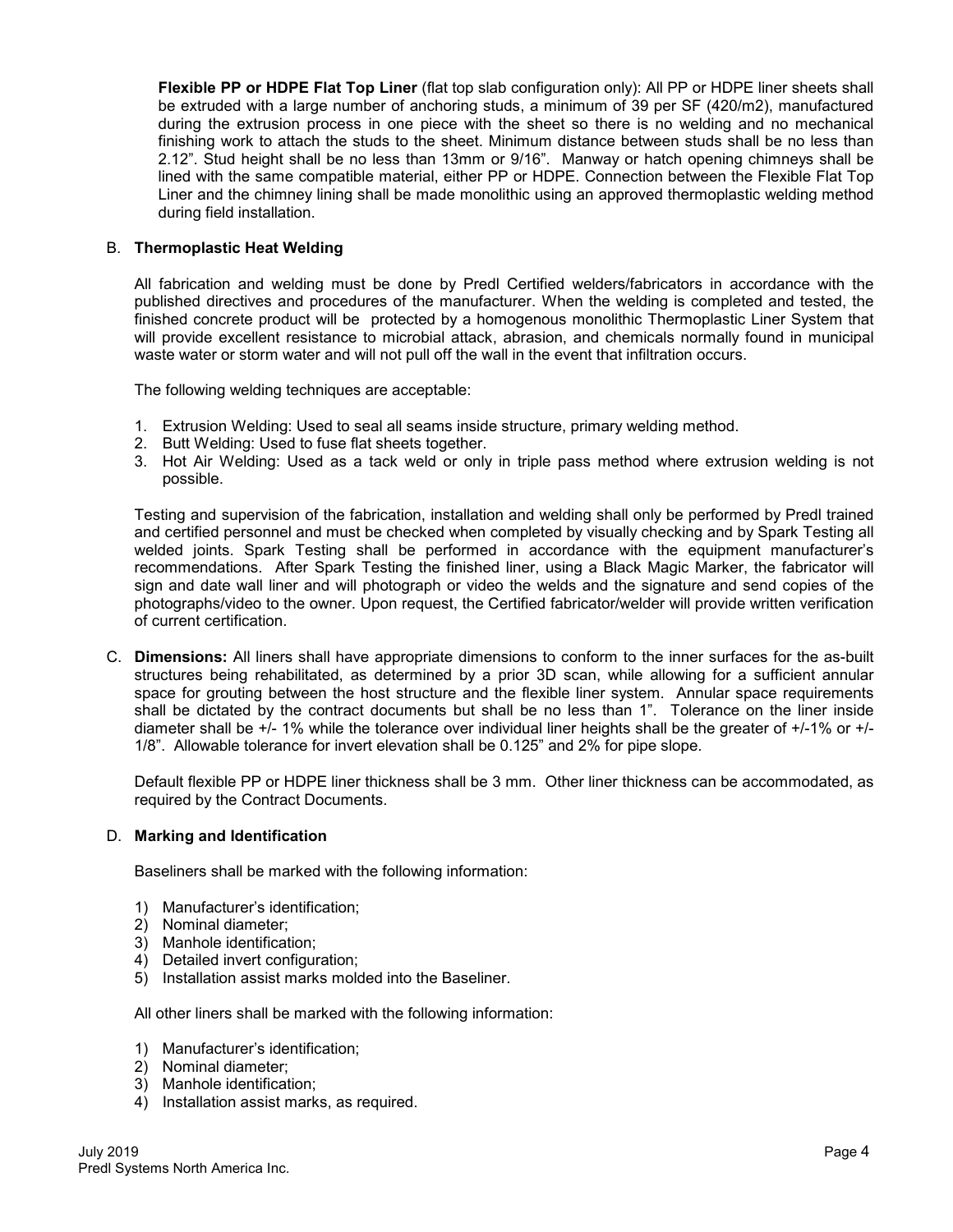**Flexible PP or HDPE Flat Top Liner** (flat top slab configuration only): All PP or HDPE liner sheets shall be extruded with a large number of anchoring studs, a minimum of 39 per SF (420/m2), manufactured during the extrusion process in one piece with the sheet so there is no welding and no mechanical finishing work to attach the studs to the sheet. Minimum distance between studs shall be no less than 2.12". Stud height shall be no less than 13mm or 9/16". Manway or hatch opening chimneys shall be lined with the same compatible material, either PP or HDPE. Connection between the Flexible Flat Top Liner and the chimney lining shall be made monolithic using an approved thermoplastic welding method during field installation.

B. **Thermoplastic Heat Welding**

All fabrication and welding must be done by Predl Certified welders/fabricators in accordance with the published directives and procedures of the manufacturer. When the welding is completed and tested, the finished concrete product will be protected by a homogenous monolithic Thermoplastic Liner System that will provide excellent resistance to microbial attack, abrasion, and chemicals normally found in municipal waste water or storm water and will not pull off the wall in the event that infiltration occurs.

The following welding techniques are acceptable:

1. Extrusion Welding: Used to seal all seams inside structure, primary welding method.
2. Butt Welding: Used to fuse flat sheets together.
3. Hot Air Welding: Used as a tack weld or only in triple pass method where extrusion welding is not possible.

Testing and supervision of the fabrication, installation and welding shall only be performed by Predl trained and certified personnel and must be checked when completed by visually checking and by Spark Testing all welded joints. Spark Testing shall be performed in accordance with the equipment manufacturer's recommendations. After Spark Testing the finished liner, using a Black Magic Marker, the fabricator will sign and date wall liner and will photograph or video the welds and the signature and send copies of the photographs/video to the owner. Upon request, the Certified fabricator/welder will provide written verification of current certification.

C. **Dimensions:** All liners shall have appropriate dimensions to conform to the inner surfaces for the as-built structures being rehabilitated, as determined by a prior 3D scan, while allowing for a sufficient annular space for grouting between the host structure and the flexible liner system. Annular space requirements shall be dictated by the contract documents but shall be no less than 1". Tolerance on the liner inside diameter shall be +/- 1% while the tolerance over individual liner heights shall be the greater of +/-1% or +/- 1/8". Allowable tolerance for invert elevation shall be 0.125" and 2% for pipe slope.

Default flexible PP or HDPE liner thickness shall be 3 mm. Other liner thickness can be accommodated, as required by the Contract Documents.

D. **Marking and Identification**

Baseliners shall be marked with the following information:

1) Manufacturer's identification;
2) Nominal diameter;
3) Manhole identification;
4) Detailed invert configuration;
5) Installation assist marks molded into the Baseliner.

All other liners shall be marked with the following information:

1) Manufacturer's identification;
2) Nominal diameter;
3) Manhole identification;
4) Installation assist marks, as required.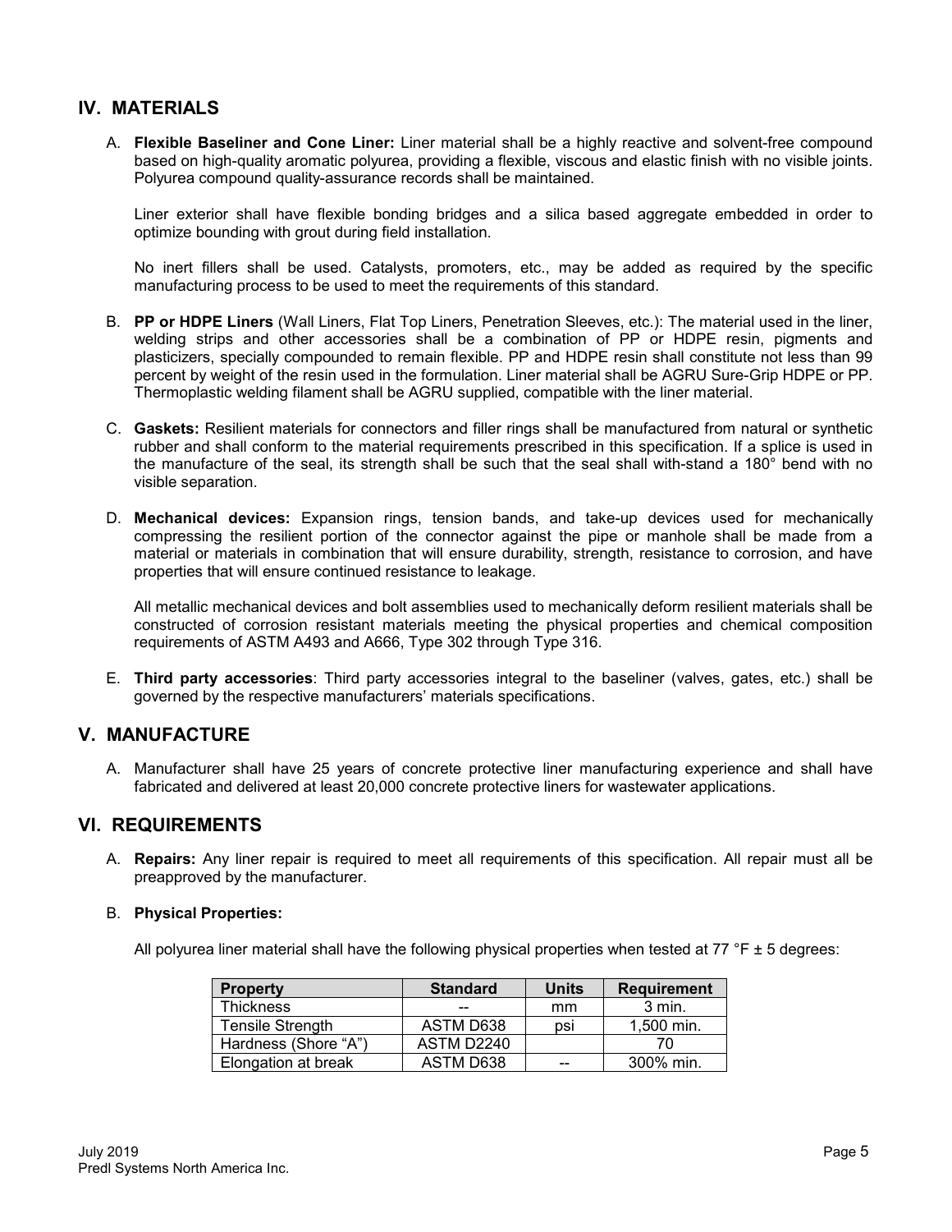## IV. MATERIALS

A. **Flexible Baseliner and Cone Liner:** Liner material shall be a highly reactive and solvent-free compound based on high-quality aromatic polyurea, providing a flexible, viscous and elastic finish with no visible joints. Polyurea compound quality-assurance records shall be maintained.

   Liner exterior shall have flexible bonding bridges and a silica based aggregate embedded in order to optimize bounding with grout during field installation.

   No inert fillers shall be used. Catalysts, promoters, etc., may be added as required by the specific manufacturing process to be used to meet the requirements of this standard.

B. **PP or HDPE Liners** (Wall Liners, Flat Top Liners, Penetration Sleeves, etc.): The material used in the liner, welding strips and other accessories shall be a combination of PP or HDPE resin, pigments and plasticizers, specially compounded to remain flexible. PP and HDPE resin shall constitute not less than 99 percent by weight of the resin used in the formulation. Liner material shall be AGRU Sure-Grip HDPE or PP. Thermoplastic welding filament shall be AGRU supplied, compatible with the liner material.

C. **Gaskets:** Resilient materials for connectors and filler rings shall be manufactured from natural or synthetic rubber and shall conform to the material requirements prescribed in this specification. If a splice is used in the manufacture of the seal, its strength shall be such that the seal shall with-stand a 180° bend with no visible separation.

D. **Mechanical devices:** Expansion rings, tension bands, and take-up devices used for mechanically compressing the resilient portion of the connector against the pipe or manhole shall be made from a material or materials in combination that will ensure durability, strength, resistance to corrosion, and have properties that will ensure continued resistance to leakage.

   All metallic mechanical devices and bolt assemblies used to mechanically deform resilient materials shall be constructed of corrosion resistant materials meeting the physical properties and chemical composition requirements of ASTM A493 and A666, Type 302 through Type 316.

E. **Third party accessories**: Third party accessories integral to the baseliner (valves, gates, etc.) shall be governed by the respective manufacturers' materials specifications.

## V. MANUFACTURE

A. Manufacturer shall have 25 years of concrete protective liner manufacturing experience and shall have fabricated and delivered at least 20,000 concrete protective liners for wastewater applications.

## VI. REQUIREMENTS

A. **Repairs:** Any liner repair is required to meet all requirements of this specification. All repair must all be preapproved by the manufacturer.

B. **Physical Properties:**

   All polyurea liner material shall have the following physical properties when tested at 77 °F ± 5 degrees:

| Property | Standard | Units | Requirement |
|---|---|---|---|
| Thickness | -- | mm | 3 min. |
| Tensile Strength | ASTM D638 | psi | 1,500 min. |
| Hardness (Shore "A") | ASTM D2240 | | 70 |
| Elongation at break | ASTM D638 | -- | 300% min. |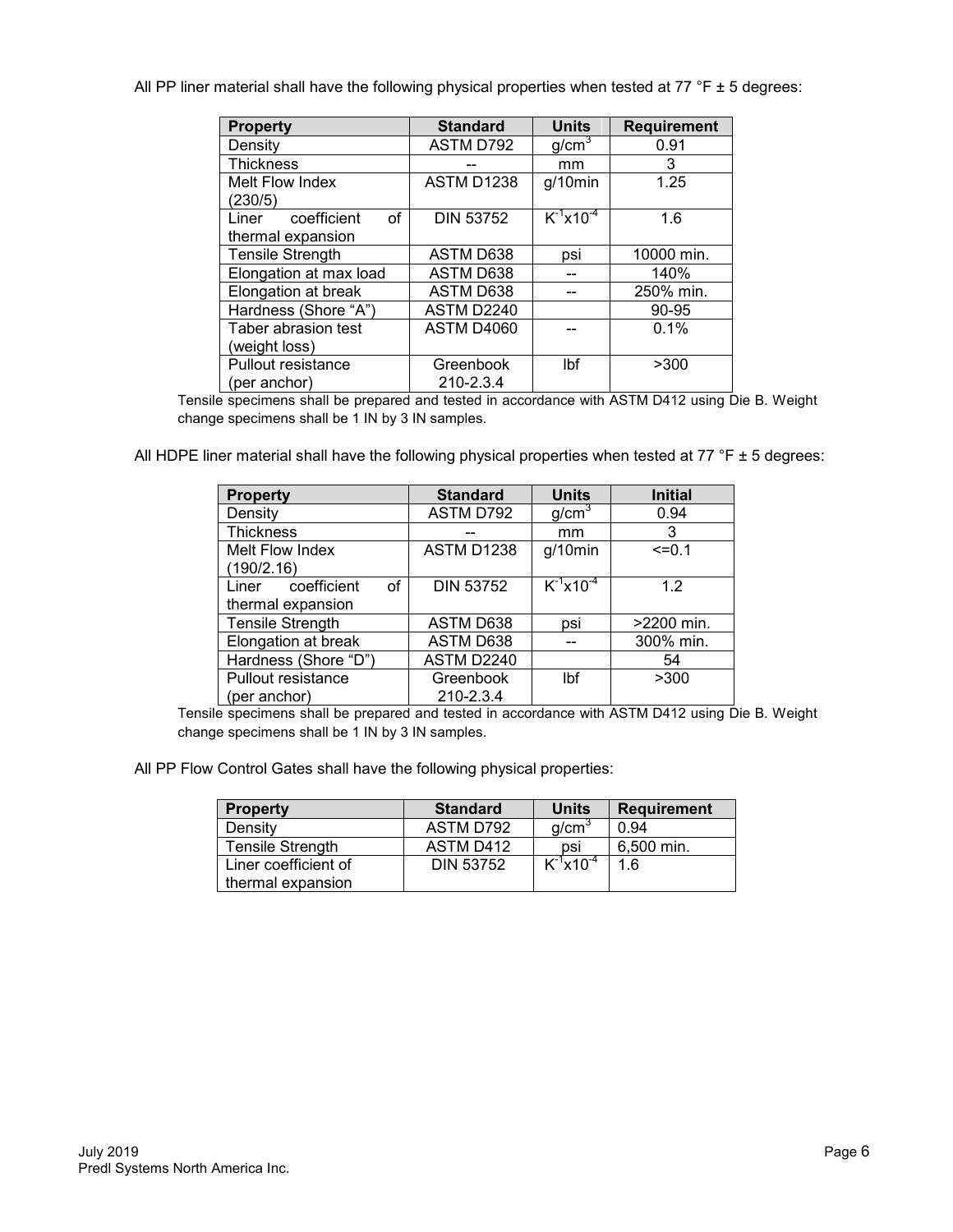All PP liner material shall have the following physical properties when tested at 77 °F ± 5 degrees:

| Property | Standard | Units | Requirement |
|---|---|---|---|
| Density | ASTM D792 | $g/cm^3$ | 0.91 |
| Thickness | -- | mm | 3 |
| Melt Flow Index (230/5) | ASTM D1238 | g/10min | 1.25 |
| Liner coefficient of thermal expansion | DIN 53752 | $K^{-1}x10^{-4}$ | 1.6 |
| Tensile Strength | ASTM D638 | psi | 10000 min. |
| Elongation at max load | ASTM D638 | -- | 140% |
| Elongation at break | ASTM D638 | -- | 250% min. |
| Hardness (Shore "A") | ASTM D2240 | | 90-95 |
| Taber abrasion test (weight loss) | ASTM D4060 | -- | 0.1% |
| Pullout resistance (per anchor) | Greenbook 210-2.3.4 | lbf | >300 |

Tensile specimens shall be prepared and tested in accordance with ASTM D412 using Die B. Weight change specimens shall be 1 IN by 3 IN samples.

All HDPE liner material shall have the following physical properties when tested at 77 °F ± 5 degrees:

| Property | Standard | Units | Initial |
|---|---|---|---|
| Density | ASTM D792 | $g/cm^3$ | 0.94 |
| Thickness | -- | mm | 3 |
| Melt Flow Index (190/2.16) | ASTM D1238 | g/10min | <=0.1 |
| Liner coefficient of thermal expansion | DIN 53752 | $K^{-1}x10^{-4}$ | 1.2 |
| Tensile Strength | ASTM D638 | psi | >2200 min. |
| Elongation at break | ASTM D638 | -- | 300% min. |
| Hardness (Shore "D") | ASTM D2240 | | 54 |
| Pullout resistance (per anchor) | Greenbook 210-2.3.4 | lbf | >300 |

Tensile specimens shall be prepared and tested in accordance with ASTM D412 using Die B. Weight change specimens shall be 1 IN by 3 IN samples.

All PP Flow Control Gates shall have the following physical properties:

| Property | Standard | Units | Requirement |
|---|---|---|---|
| Density | ASTM D792 | $g/cm^3$ | 0.94 |
| Tensile Strength | ASTM D412 | psi | 6,500 min. |
| Liner coefficient of thermal expansion | DIN 53752 | $K^{-1}x10^{-4}$ | 1.6 |

July 2019
Predl Systems North America Inc.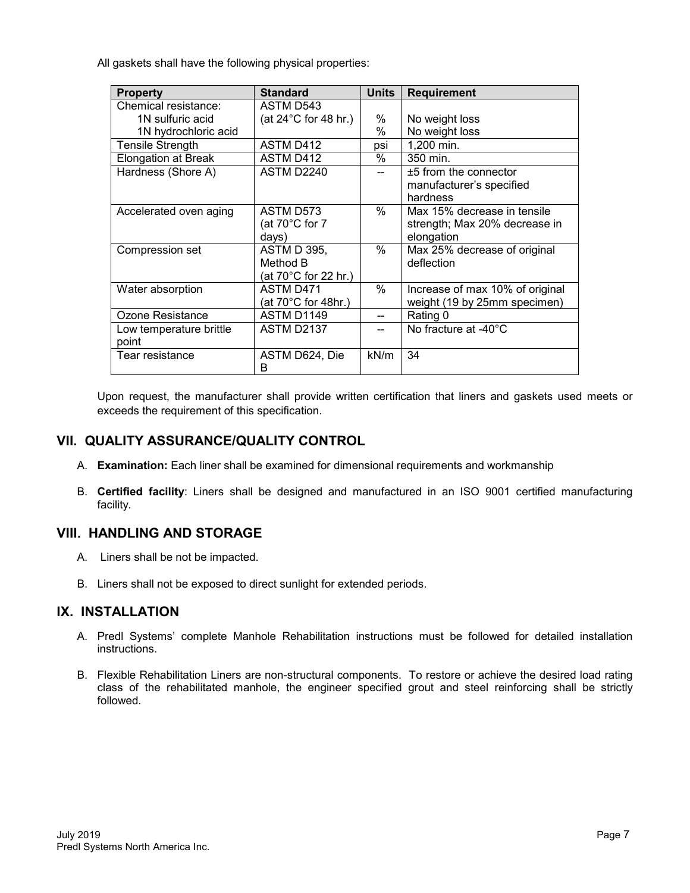All gaskets shall have the following physical properties:

| Property | Standard | Units | Requirement |
|---|---|---|---|
| Chemical resistance:<br>1N sulfuric acid<br>1N hydrochloric acid | ASTM D543<br>(at 24°C for 48 hr.) | <br>%<br>% | <br>No weight loss<br>No weight loss |
| Tensile Strength | ASTM D412 | psi | 1,200 min. |
| Elongation at Break | ASTM D412 | % | 350 min. |
| Hardness (Shore A) | ASTM D2240 | -- | ±5 from the connector manufacturer's specified hardness |
| Accelerated oven aging | ASTM D573<br>(at 70°C for 7 days) | % | Max 15% decrease in tensile strength; Max 20% decrease in elongation |
| Compression set | ASTM D 395, Method B<br>(at 70°C for 22 hr.) | % | Max 25% decrease of original deflection |
| Water absorption | ASTM D471<br>(at 70°C for 48hr.) | % | Increase of max 10% of original weight (19 by 25mm specimen) |
| Ozone Resistance | ASTM D1149 | -- | Rating 0 |
| Low temperature brittle point | ASTM D2137 | -- | No fracture at -40°C |
| Tear resistance | ASTM D624, Die B | kN/m | 34 |

Upon request, the manufacturer shall provide written certification that liners and gaskets used meets or exceeds the requirement of this specification.

## VII. QUALITY ASSURANCE/QUALITY CONTROL

A. **Examination:** Each liner shall be examined for dimensional requirements and workmanship

B. **Certified facility**: Liners shall be designed and manufactured in an ISO 9001 certified manufacturing facility.

## VIII. HANDLING AND STORAGE

A. Liners shall be not be impacted.

B. Liners shall not be exposed to direct sunlight for extended periods.

## IX. INSTALLATION

A. Predl Systems' complete Manhole Rehabilitation instructions must be followed for detailed installation instructions.

B. Flexible Rehabilitation Liners are non-structural components. To restore or achieve the desired load rating class of the rehabilitated manhole, the engineer specified grout and steel reinforcing shall be strictly followed.